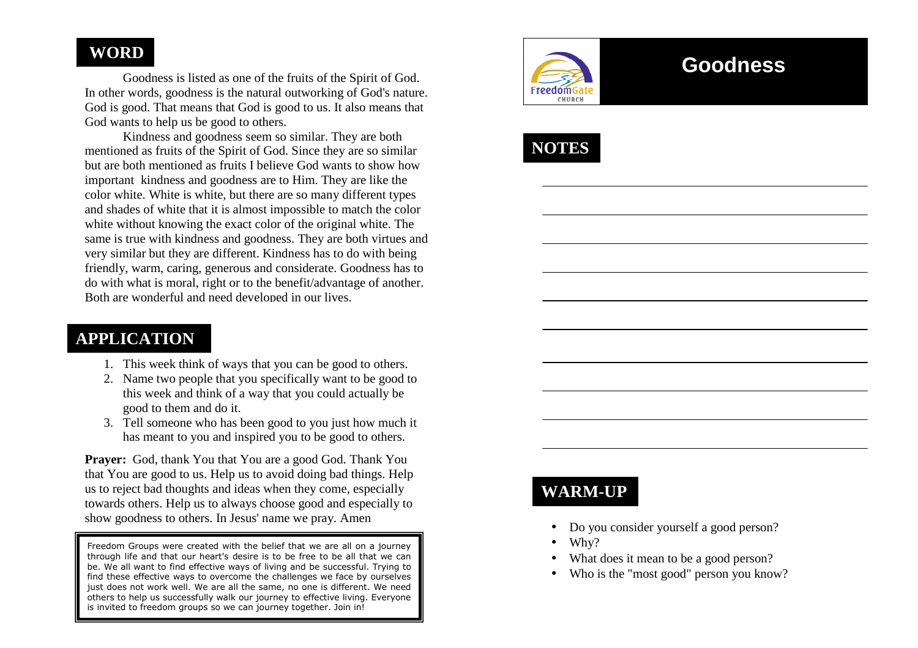# Goodness

## WARM-UP

- Do you consider yourself a good person?
- Why?
- What does it mean to be a good person?
- Who is the "most good" person you know?

## WORD

Goodness is listed as one of the fruits of the Spirit of God. In other words, goodness is the natural outworking of God's nature. God is good. That means that God is good to us. It also means that God wants to help us be good to others.

Kindness and goodness seem so similar. They are both mentioned as fruits of the Spirit of God. Since they are so similar but are both mentioned as fruits I believe God wants to show how important kindness and goodness are to Him. They are like the color white. White is white, but there are so many different types and shades of white that it is almost impossible to match the color white without knowing the exact color of the original white. The same is true with kindness and goodness. They are both virtues and very similar but they are different. Kindness has to do with being friendly, warm, caring, generous and considerate. Goodness has to do with what is moral, right or to the benefit/advantage of another. Both are wonderful and need developed in our lives.

## APPLICATION

1. This week think of ways that you can be good to others.
2. Name two people that you specifically want to be good to this week and think of a way that you could actually be good to them and do it.
3. Tell someone who has been good to you just how much it has meant to you and inspired you to be good to others.

**Prayer:** God, thank You that You are a good God. Thank You that You are good to us. Help us to avoid doing bad things. Help us to reject bad thoughts and ideas when they come, especially towards others. Help us to always choose good and especially to show goodness to others. In Jesus' name we pray. Amen

Freedom Groups were created with the belief that we are all on a journey through life and that our heart's desire is to be free to be all that we can be. We all want to find effective ways of living and be successful. Trying to find these effective ways to overcome the challenges we face by ourselves just does not work well. We are all the same, no one is different. We need others to help us successfully walk our journey to effective living. Everyone is invited to freedom groups so we can journey together. Join in!

## NOTES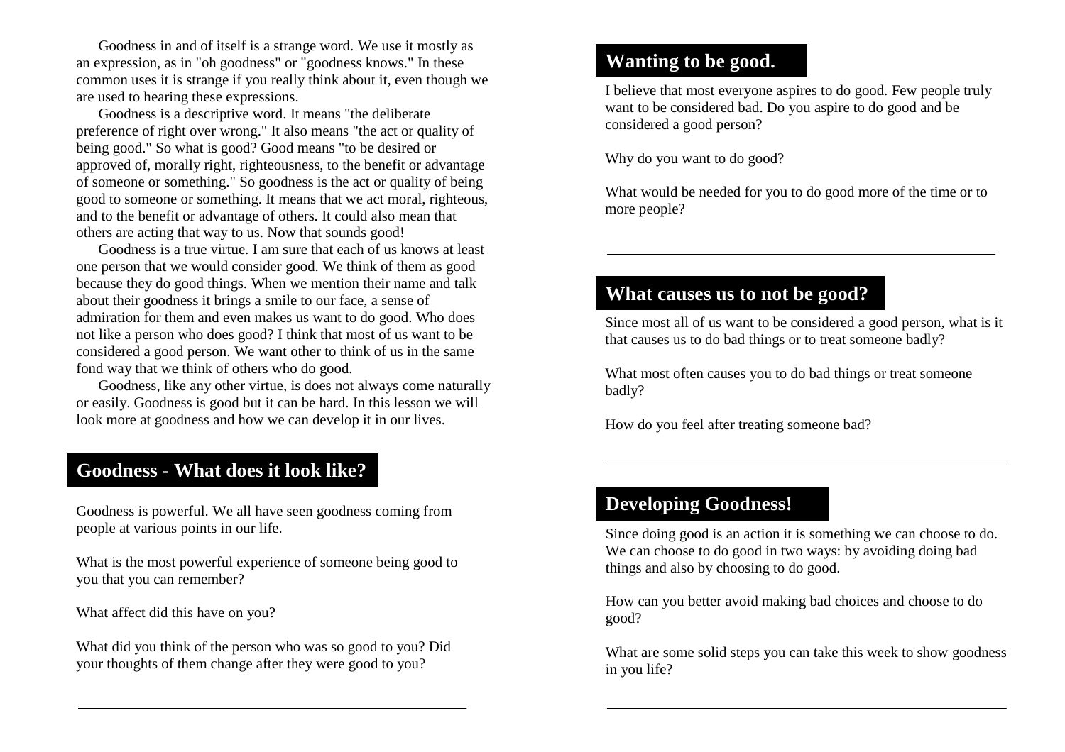Goodness in and of itself is a strange word. We use it mostly as an expression, as in "oh goodness" or "goodness knows." In these common uses it is strange if you really think about it, even though we are used to hearing these expressions.

Goodness is a descriptive word. It means "the deliberate preference of right over wrong." It also means "the act or quality of being good." So what is good? Good means "to be desired or approved of, morally right, righteousness, to the benefit or advantage of someone or something." So goodness is the act or quality of being good to someone or something. It means that we act moral, righteous, and to the benefit or advantage of others. It could also mean that others are acting that way to us. Now that sounds good!

Goodness is a true virtue. I am sure that each of us knows at least one person that we would consider good. We think of them as good because they do good things. When we mention their name and talk about their goodness it brings a smile to our face, a sense of admiration for them and even makes us want to do good. Who does not like a person who does good? I think that most of us want to be considered a good person. We want other to think of us in the same fond way that we think of others who do good.

Goodness, like any other virtue, is does not always come naturally or easily. Goodness is good but it can be hard. In this lesson we will look more at goodness and how we can develop it in our lives.

## Goodness - What does it look like?

Goodness is powerful. We all have seen goodness coming from people at various points in our life.

What is the most powerful experience of someone being good to you that you can remember?

What affect did this have on you?

What did you think of the person who was so good to you? Did your thoughts of them change after they were good to you?

## Wanting to be good.

I believe that most everyone aspires to do good. Few people truly want to be considered bad. Do you aspire to do good and be considered a good person?

Why do you want to do good?

What would be needed for you to do good more of the time or to more people?

## What causes us to not be good?

Since most all of us want to be considered a good person, what is it that causes us to do bad things or to treat someone badly?

What most often causes you to do bad things or treat someone badly?

How do you feel after treating someone bad?

## Developing Goodness!

Since doing good is an action it is something we can choose to do. We can choose to do good in two ways: by avoiding doing bad things and also by choosing to do good.

How can you better avoid making bad choices and choose to do good?

What are some solid steps you can take this week to show goodness in you life?